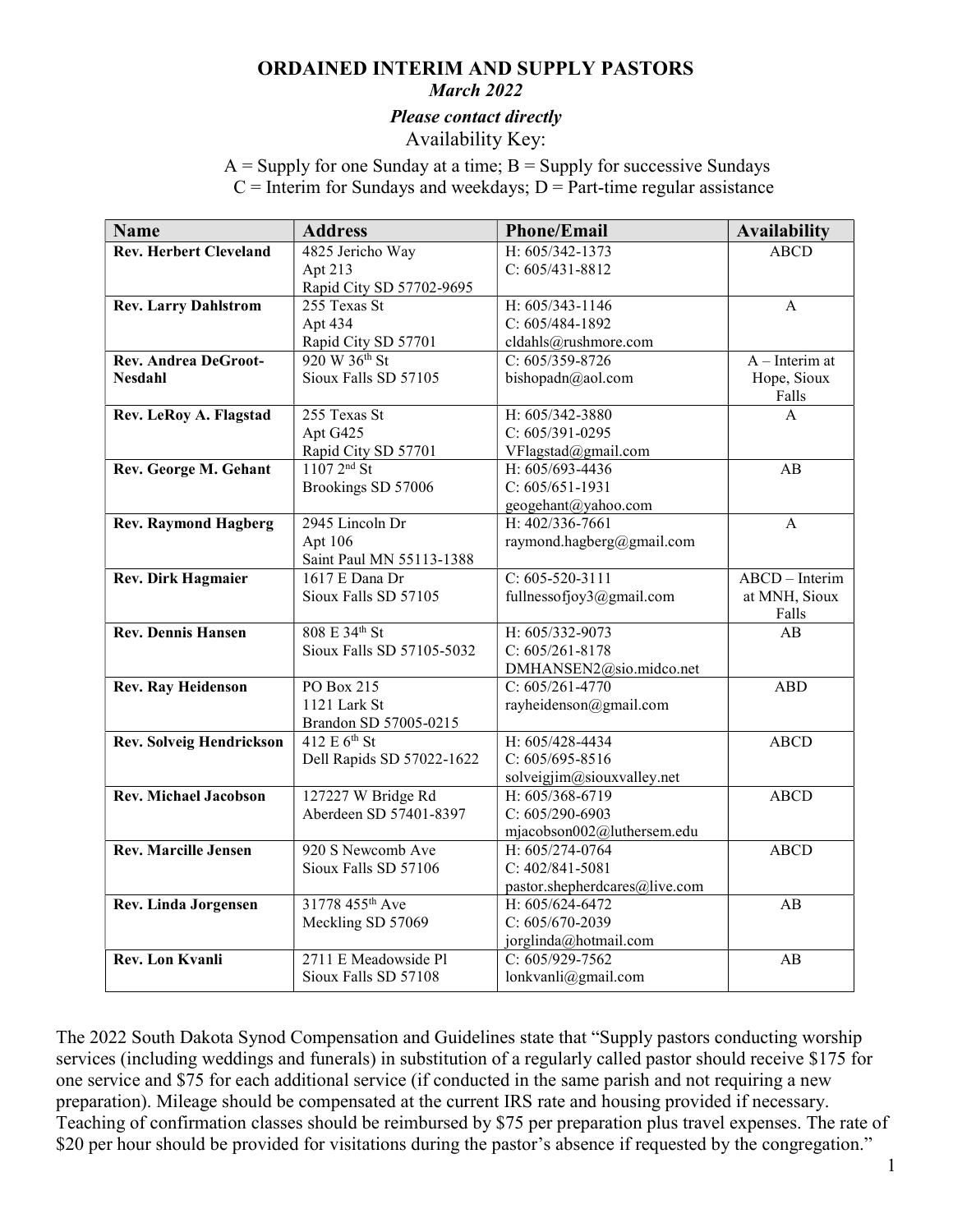# ORDAINED INTERIM AND SUPPLY PASTORS

*March 2022*

***Please contact directly***

Availability Key:

A = Supply for one Sunday at a time; B = Supply for successive Sundays
C = Interim for Sundays and weekdays; D = Part-time regular assistance

| Name | Address | Phone/Email | Availability |
|---|---|---|---|
| **Rev. Herbert Cleveland** | 4825 Jericho Way<br>Apt 213<br>Rapid City SD 57702-9695 | H: 605/342-1373<br>C: 605/431-8812 | ABCD |
| **Rev. Larry Dahlstrom** | 255 Texas St<br>Apt 434<br>Rapid City SD 57701 | H: 605/343-1146<br>C: 605/484-1892<br>cldahls@rushmore.com | A |
| **Rev. Andrea DeGroot-Nesdahl** | 920 W 36th St<br>Sioux Falls SD 57105 | C: 605/359-8726<br>bishopadn@aol.com | A – Interim at Hope, Sioux Falls |
| **Rev. LeRoy A. Flagstad** | 255 Texas St<br>Apt G425<br>Rapid City SD 57701 | H: 605/342-3880<br>C: 605/391-0295<br>VFlagstad@gmail.com | A |
| **Rev. George M. Gehant** | 1107 2nd St<br>Brookings SD 57006 | H: 605/693-4436<br>C: 605/651-1931<br>geogehant@yahoo.com | AB |
| **Rev. Raymond Hagberg** | 2945 Lincoln Dr<br>Apt 106<br>Saint Paul MN 55113-1388 | H: 402/336-7661<br>raymond.hagberg@gmail.com | A |
| **Rev. Dirk Hagmaier** | 1617 E Dana Dr<br>Sioux Falls SD 57105 | C: 605-520-3111<br>fullnessofjoy3@gmail.com | ABCD – Interim at MNH, Sioux Falls |
| **Rev. Dennis Hansen** | 808 E 34th St<br>Sioux Falls SD 57105-5032 | H: 605/332-9073<br>C: 605/261-8178<br>DMHANSEN2@sio.midco.net | AB |
| **Rev. Ray Heidenson** | PO Box 215<br>1121 Lark St<br>Brandon SD 57005-0215 | C: 605/261-4770<br>rayheidenson@gmail.com | ABD |
| **Rev. Solveig Hendrickson** | 412 E 6th St<br>Dell Rapids SD 57022-1622 | H: 605/428-4434<br>C: 605/695-8516<br>solveigjim@siouxvalley.net | ABCD |
| **Rev. Michael Jacobson** | 127227 W Bridge Rd<br>Aberdeen SD 57401-8397 | H: 605/368-6719<br>C: 605/290-6903<br>mjacobson002@luthersem.edu | ABCD |
| **Rev. Marcille Jensen** | 920 S Newcomb Ave<br>Sioux Falls SD 57106 | H: 605/274-0764<br>C: 402/841-5081<br>pastor.shepherdcares@live.com | ABCD |
| **Rev. Linda Jorgensen** | 31778 455th Ave<br>Meckling SD 57069 | H: 605/624-6472<br>C: 605/670-2039<br>jorglinda@hotmail.com | AB |
| **Rev. Lon Kvanli** | 2711 E Meadowside Pl<br>Sioux Falls SD 57108 | C: 605/929-7562<br>lonkvanli@gmail.com | AB |

The 2022 South Dakota Synod Compensation and Guidelines state that "Supply pastors conducting worship services (including weddings and funerals) in substitution of a regularly called pastor should receive $175 for one service and $75 for each additional service (if conducted in the same parish and not requiring a new preparation). Mileage should be compensated at the current IRS rate and housing provided if necessary. Teaching of confirmation classes should be reimbursed by $75 per preparation plus travel expenses. The rate of $20 per hour should be provided for visitations during the pastor's absence if requested by the congregation."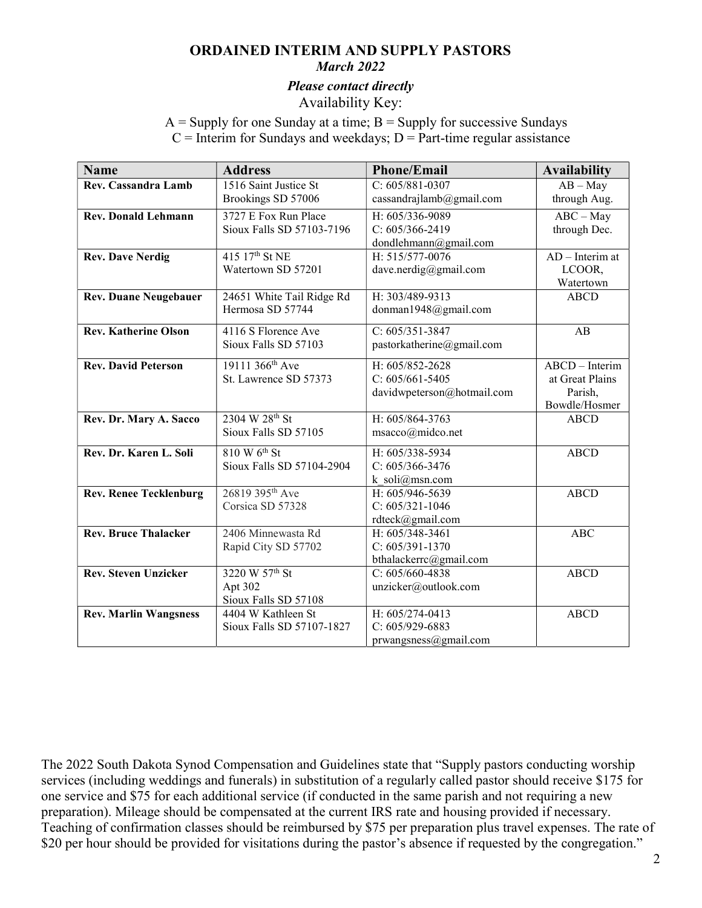## ORDAINED INTERIM AND SUPPLY PASTORS

*March 2022*

***Please contact directly***

Availability Key:

A = Supply for one Sunday at a time; B = Supply for successive Sundays
C = Interim for Sundays and weekdays; D = Part-time regular assistance

| Name | Address | Phone/Email | Availability |
|---|---|---|---|
| **Rev. Cassandra Lamb** | 1516 Saint Justice St<br>Brookings SD 57006 | C: 605/881-0307<br>cassandrajlamb@gmail.com | AB – May through Aug. |
| **Rev. Donald Lehmann** | 3727 E Fox Run Place<br>Sioux Falls SD 57103-7196 | H: 605/336-9089<br>C: 605/366-2419<br>dondlehmann@gmail.com | ABC – May through Dec. |
| **Rev. Dave Nerdig** | 415 17th St NE<br>Watertown SD 57201 | H: 515/577-0076<br>dave.nerdig@gmail.com | AD – Interim at LCOOR, Watertown |
| **Rev. Duane Neugebauer** | 24651 White Tail Ridge Rd<br>Hermosa SD 57744 | H: 303/489-9313<br>donman1948@gmail.com | ABCD |
| **Rev. Katherine Olson** | 4116 S Florence Ave<br>Sioux Falls SD 57103 | C: 605/351-3847<br>pastorkatherine@gmail.com | AB |
| **Rev. David Peterson** | 19111 366th Ave<br>St. Lawrence SD 57373 | H: 605/852-2628<br>C: 605/661-5405<br>davidwpeterson@hotmail.com | ABCD – Interim at Great Plains Parish, Bowdle/Hosmer |
| **Rev. Dr. Mary A. Sacco** | 2304 W 28th St<br>Sioux Falls SD 57105 | H: 605/864-3763<br>msacco@midco.net | ABCD |
| **Rev. Dr. Karen L. Soli** | 810 W 6th St<br>Sioux Falls SD 57104-2904 | H: 605/338-5934<br>C: 605/366-3476<br>k_soli@msn.com | ABCD |
| **Rev. Renee Tecklenburg** | 26819 395th Ave<br>Corsica SD 57328 | H: 605/946-5639<br>C: 605/321-1046<br>rdteck@gmail.com | ABCD |
| **Rev. Bruce Thalacker** | 2406 Minnewasta Rd<br>Rapid City SD 57702 | H: 605/348-3461<br>C: 605/391-1370<br>bthalackerrc@gmail.com | ABC |
| **Rev. Steven Unzicker** | 3220 W 57th St<br>Apt 302<br>Sioux Falls SD 57108 | C: 605/660-4838<br>unzicker@outlook.com | ABCD |
| **Rev. Marlin Wangsness** | 4404 W Kathleen St<br>Sioux Falls SD 57107-1827 | H: 605/274-0413<br>C: 605/929-6883<br>prwangsness@gmail.com | ABCD |

The 2022 South Dakota Synod Compensation and Guidelines state that "Supply pastors conducting worship services (including weddings and funerals) in substitution of a regularly called pastor should receive $175 for one service and $75 for each additional service (if conducted in the same parish and not requiring a new preparation). Mileage should be compensated at the current IRS rate and housing provided if necessary. Teaching of confirmation classes should be reimbursed by $75 per preparation plus travel expenses. The rate of $20 per hour should be provided for visitations during the pastor's absence if requested by the congregation."